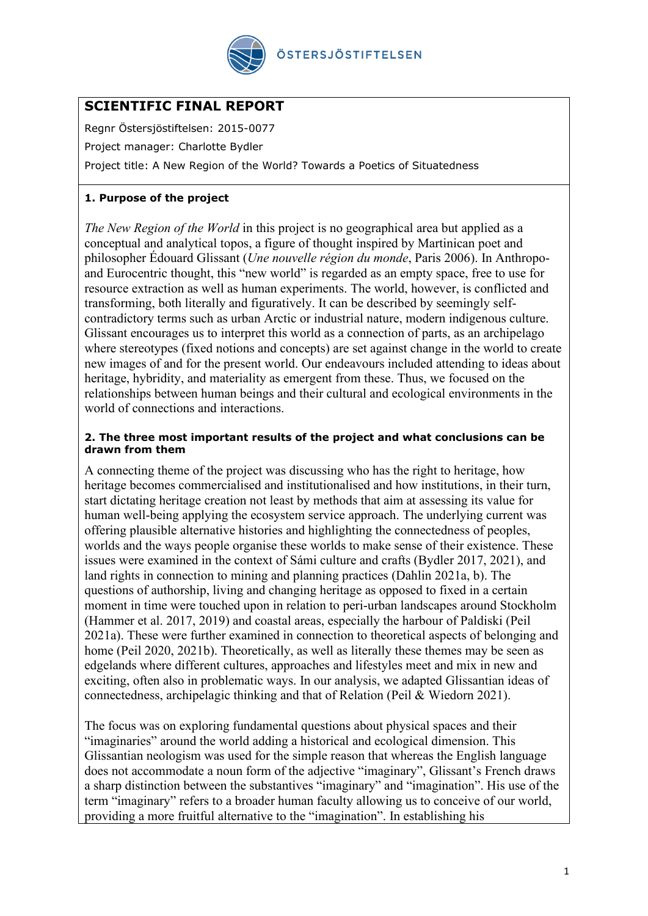ÖSTERSJÖSTIFTELSEN

# SCIENTIFIC FINAL REPORT

Regnr Östersjöstiftelsen: 2015-0077

Project manager: Charlotte Bydler

Project title: A New Region of the World? Towards a Poetics of Situatedness

## 1. Purpose of the project

*The New Region of the World* in this project is no geographical area but applied as a conceptual and analytical topos, a figure of thought inspired by Martinican poet and philosopher Édouard Glissant (*Une nouvelle région du monde*, Paris 2006). In Anthropo- and Eurocentric thought, this "new world" is regarded as an empty space, free to use for resource extraction as well as human experiments. The world, however, is conflicted and transforming, both literally and figuratively. It can be described by seemingly self-contradictory terms such as urban Arctic or industrial nature, modern indigenous culture. Glissant encourages us to interpret this world as a connection of parts, as an archipelago where stereotypes (fixed notions and concepts) are set against change in the world to create new images of and for the present world. Our endeavours included attending to ideas about heritage, hybridity, and materiality as emergent from these. Thus, we focused on the relationships between human beings and their cultural and ecological environments in the world of connections and interactions.

## 2. The three most important results of the project and what conclusions can be drawn from them

A connecting theme of the project was discussing who has the right to heritage, how heritage becomes commercialised and institutionalised and how institutions, in their turn, start dictating heritage creation not least by methods that aim at assessing its value for human well-being applying the ecosystem service approach. The underlying current was offering plausible alternative histories and highlighting the connectedness of peoples, worlds and the ways people organise these worlds to make sense of their existence. These issues were examined in the context of Sámi culture and crafts (Bydler 2017, 2021), and land rights in connection to mining and planning practices (Dahlin 2021a, b). The questions of authorship, living and changing heritage as opposed to fixed in a certain moment in time were touched upon in relation to peri-urban landscapes around Stockholm (Hammer et al. 2017, 2019) and coastal areas, especially the harbour of Paldiski (Peil 2021a). These were further examined in connection to theoretical aspects of belonging and home (Peil 2020, 2021b). Theoretically, as well as literally these themes may be seen as edgelands where different cultures, approaches and lifestyles meet and mix in new and exciting, often also in problematic ways. In our analysis, we adapted Glissantian ideas of connectedness, archipelagic thinking and that of Relation (Peil & Wiedorn 2021).

The focus was on exploring fundamental questions about physical spaces and their "imaginaries" around the world adding a historical and ecological dimension. This Glissantian neologism was used for the simple reason that whereas the English language does not accommodate a noun form of the adjective "imaginary", Glissant's French draws a sharp distinction between the substantives "imaginary" and "imagination". His use of the term "imaginary" refers to a broader human faculty allowing us to conceive of our world, providing a more fruitful alternative to the "imagination". In establishing his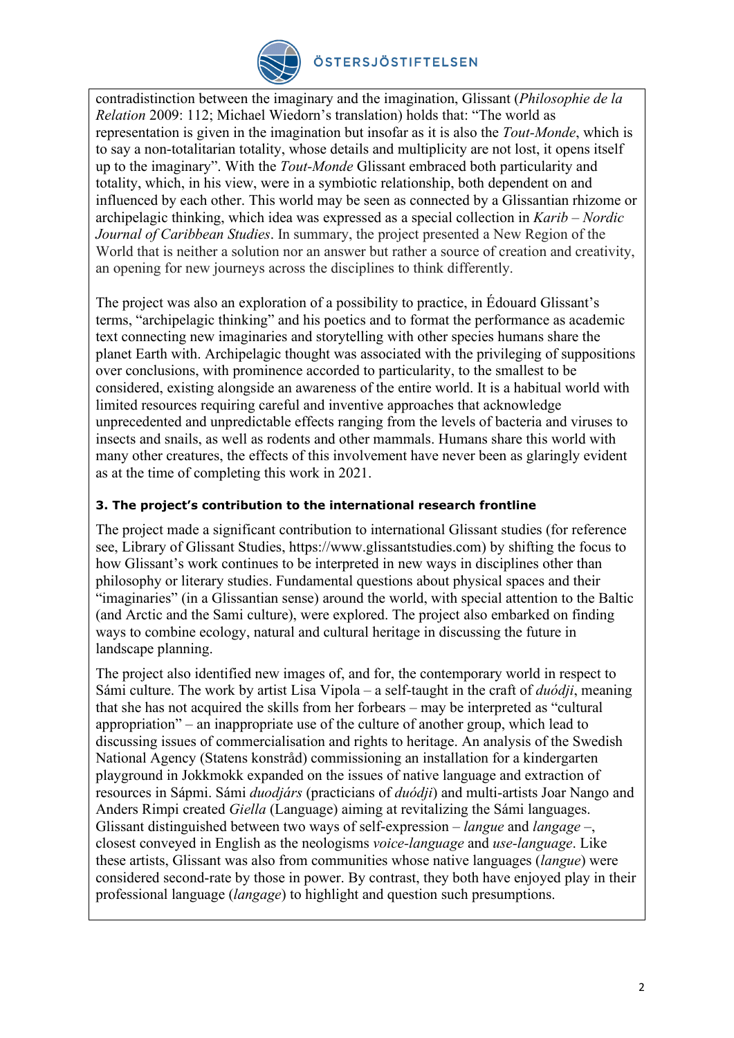contradistinction between the imaginary and the imagination, Glissant (*Philosophie de la Relation* 2009: 112; Michael Wiedorn's translation) holds that: "The world as representation is given in the imagination but insofar as it is also the *Tout-Monde*, which is to say a non-totalitarian totality, whose details and multiplicity are not lost, it opens itself up to the imaginary". With the *Tout-Monde* Glissant embraced both particularity and totality, which, in his view, were in a symbiotic relationship, both dependent on and influenced by each other. This world may be seen as connected by a Glissantian rhizome or archipelagic thinking, which idea was expressed as a special collection in *Karib – Nordic Journal of Caribbean Studies*. In summary, the project presented a New Region of the World that is neither a solution nor an answer but rather a source of creation and creativity, an opening for new journeys across the disciplines to think differently.

The project was also an exploration of a possibility to practice, in Édouard Glissant's terms, "archipelagic thinking" and his poetics and to format the performance as academic text connecting new imaginaries and storytelling with other species humans share the planet Earth with. Archipelagic thought was associated with the privileging of suppositions over conclusions, with prominence accorded to particularity, to the smallest to be considered, existing alongside an awareness of the entire world. It is a habitual world with limited resources requiring careful and inventive approaches that acknowledge unprecedented and unpredictable effects ranging from the levels of bacteria and viruses to insects and snails, as well as rodents and other mammals. Humans share this world with many other creatures, the effects of this involvement have never been as glaringly evident as at the time of completing this work in 2021.

### 3. The project's contribution to the international research frontline

The project made a significant contribution to international Glissant studies (for reference see, Library of Glissant Studies, https://www.glissantstudies.com) by shifting the focus to how Glissant's work continues to be interpreted in new ways in disciplines other than philosophy or literary studies. Fundamental questions about physical spaces and their "imaginaries" (in a Glissantian sense) around the world, with special attention to the Baltic (and Arctic and the Sami culture), were explored. The project also embarked on finding ways to combine ecology, natural and cultural heritage in discussing the future in landscape planning.

The project also identified new images of, and for, the contemporary world in respect to Sámi culture. The work by artist Lisa Vipola – a self-taught in the craft of *duódji*, meaning that she has not acquired the skills from her forbears – may be interpreted as "cultural appropriation" – an inappropriate use of the culture of another group, which lead to discussing issues of commercialisation and rights to heritage. An analysis of the Swedish National Agency (Statens konstråd) commissioning an installation for a kindergarten playground in Jokkmokk expanded on the issues of native language and extraction of resources in Sápmi. Sámi *duodjárs* (practicians of *duódji*) and multi-artists Joar Nango and Anders Rimpi created *Giella* (Language) aiming at revitalizing the Sámi languages. Glissant distinguished between two ways of self-expression – *langue* and *langage* –, closest conveyed in English as the neologisms *voice-language* and *use-language*. Like these artists, Glissant was also from communities whose native languages (*langue*) were considered second-rate by those in power. By contrast, they both have enjoyed play in their professional language (*langage*) to highlight and question such presumptions.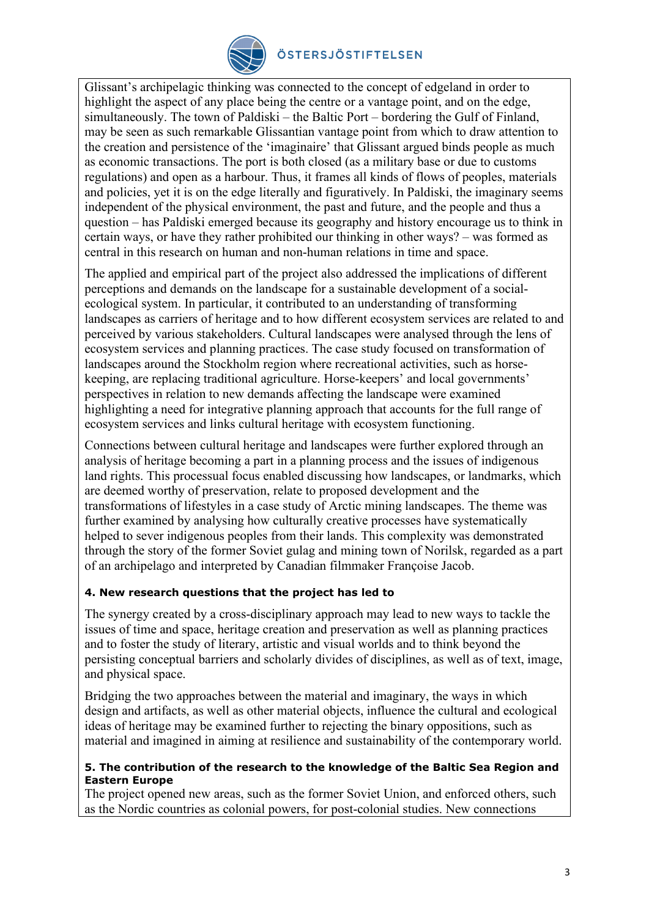Glissant's archipelagic thinking was connected to the concept of edgeland in order to highlight the aspect of any place being the centre or a vantage point, and on the edge, simultaneously. The town of Paldiski – the Baltic Port – bordering the Gulf of Finland, may be seen as such remarkable Glissantian vantage point from which to draw attention to the creation and persistence of the 'imaginaire' that Glissant argued binds people as much as economic transactions. The port is both closed (as a military base or due to customs regulations) and open as a harbour. Thus, it frames all kinds of flows of peoples, materials and policies, yet it is on the edge literally and figuratively. In Paldiski, the imaginary seems independent of the physical environment, the past and future, and the people and thus a question – has Paldiski emerged because its geography and history encourage us to think in certain ways, or have they rather prohibited our thinking in other ways? – was formed as central in this research on human and non-human relations in time and space.

The applied and empirical part of the project also addressed the implications of different perceptions and demands on the landscape for a sustainable development of a social-ecological system. In particular, it contributed to an understanding of transforming landscapes as carriers of heritage and to how different ecosystem services are related to and perceived by various stakeholders. Cultural landscapes were analysed through the lens of ecosystem services and planning practices. The case study focused on transformation of landscapes around the Stockholm region where recreational activities, such as horse-keeping, are replacing traditional agriculture. Horse-keepers' and local governments' perspectives in relation to new demands affecting the landscape were examined highlighting a need for integrative planning approach that accounts for the full range of ecosystem services and links cultural heritage with ecosystem functioning.

Connections between cultural heritage and landscapes were further explored through an analysis of heritage becoming a part in a planning process and the issues of indigenous land rights. This processual focus enabled discussing how landscapes, or landmarks, which are deemed worthy of preservation, relate to proposed development and the transformations of lifestyles in a case study of Arctic mining landscapes. The theme was further examined by analysing how culturally creative processes have systematically helped to sever indigenous peoples from their lands. This complexity was demonstrated through the story of the former Soviet gulag and mining town of Norilsk, regarded as a part of an archipelago and interpreted by Canadian filmmaker Françoise Jacob.

**4. New research questions that the project has led to**

The synergy created by a cross-disciplinary approach may lead to new ways to tackle the issues of time and space, heritage creation and preservation as well as planning practices and to foster the study of literary, artistic and visual worlds and to think beyond the persisting conceptual barriers and scholarly divides of disciplines, as well as of text, image, and physical space.

Bridging the two approaches between the material and imaginary, the ways in which design and artifacts, as well as other material objects, influence the cultural and ecological ideas of heritage may be examined further to rejecting the binary oppositions, such as material and imagined in aiming at resilience and sustainability of the contemporary world.

**5. The contribution of the research to the knowledge of the Baltic Sea Region and Eastern Europe**

The project opened new areas, such as the former Soviet Union, and enforced others, such as the Nordic countries as colonial powers, for post-colonial studies. New connections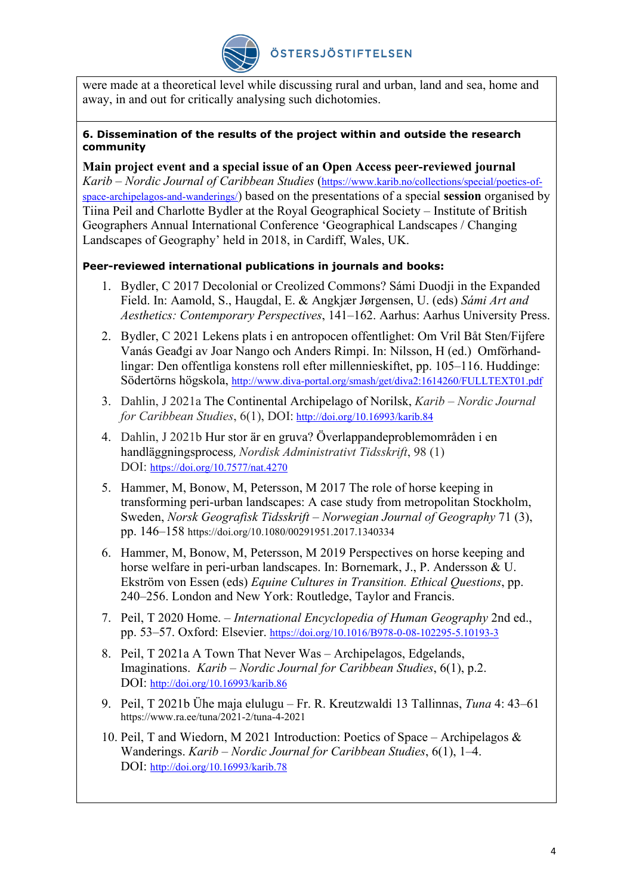were made at a theoretical level while discussing rural and urban, land and sea, home and away, in and out for critically analysing such dichotomies.

**6. Dissemination of the results of the project within and outside the research community**

**Main project event and a special issue of an Open Access peer-reviewed journal** *Karib – Nordic Journal of Caribbean Studies* (https://www.karib.no/collections/special/poetics-of-space-archipelagos-and-wanderings/) based on the presentations of a special **session** organised by Tiina Peil and Charlotte Bydler at the Royal Geographical Society – Institute of British Geographers Annual International Conference 'Geographical Landscapes / Changing Landscapes of Geography' held in 2018, in Cardiff, Wales, UK.

**Peer-reviewed international publications in journals and books:**

1. Bydler, C 2017 Decolonial or Creolized Commons? Sámi Duodji in the Expanded Field. In: Aamold, S., Haugdal, E. & Angkjær Jørgensen, U. (eds) *Sámi Art and Aesthetics: Contemporary Perspectives*, 141–162. Aarhus: Aarhus University Press.
2. Bydler, C 2021 Lekens plats i en antropocen offentlighet: Om Vril Båt Sten/Fijfere Vanás Geađgi av Joar Nango och Anders Rimpi. In: Nilsson, H (ed.) Omförhandlingar: Den offentliga konstens roll efter millennieskiftet, pp. 105–116. Huddinge: Södertörns högskola, http://www.diva-portal.org/smash/get/diva2:1614260/FULLTEXT01.pdf
3. Dahlin, J 2021a The Continental Archipelago of Norilsk, *Karib – Nordic Journal for Caribbean Studies*, 6(1), DOI: http://doi.org/10.16993/karib.84
4. Dahlin, J 2021b Hur stor är en gruva? Överlappandeproblemområden i en handläggningsprocess, *Nordisk Administrativt Tidsskrift*, 98 (1) DOI: https://doi.org/10.7577/nat.4270
5. Hammer, M, Bonow, M, Petersson, M 2017 The role of horse keeping in transforming peri-urban landscapes: A case study from metropolitan Stockholm, Sweden, *Norsk Geografisk Tidsskrift – Norwegian Journal of Geography* 71 (3), pp. 146–158 https://doi.org/10.1080/00291951.2017.1340334
6. Hammer, M, Bonow, M, Petersson, M 2019 Perspectives on horse keeping and horse welfare in peri-urban landscapes. In: Bornemark, J., P. Andersson & U. Ekström von Essen (eds) *Equine Cultures in Transition. Ethical Questions*, pp. 240–256. London and New York: Routledge, Taylor and Francis.
7. Peil, T 2020 Home. – *International Encyclopedia of Human Geography* 2nd ed., pp. 53–57. Oxford: Elsevier. https://doi.org/10.1016/B978-0-08-102295-5.10193-3
8. Peil, T 2021a A Town That Never Was – Archipelagos, Edgelands, Imaginations. *Karib – Nordic Journal for Caribbean Studies*, 6(1), p.2. DOI: http://doi.org/10.16993/karib.86
9. Peil, T 2021b Ühe maja elulugu – Fr. R. Kreutzwaldi 13 Tallinnas, *Tuna* 4: 43–61 https://www.ra.ee/tuna/2021-2/tuna-4-2021
10. Peil, T and Wiedorn, M 2021 Introduction: Poetics of Space – Archipelagos & Wanderings. *Karib – Nordic Journal for Caribbean Studies*, 6(1), 1–4. DOI: http://doi.org/10.16993/karib.78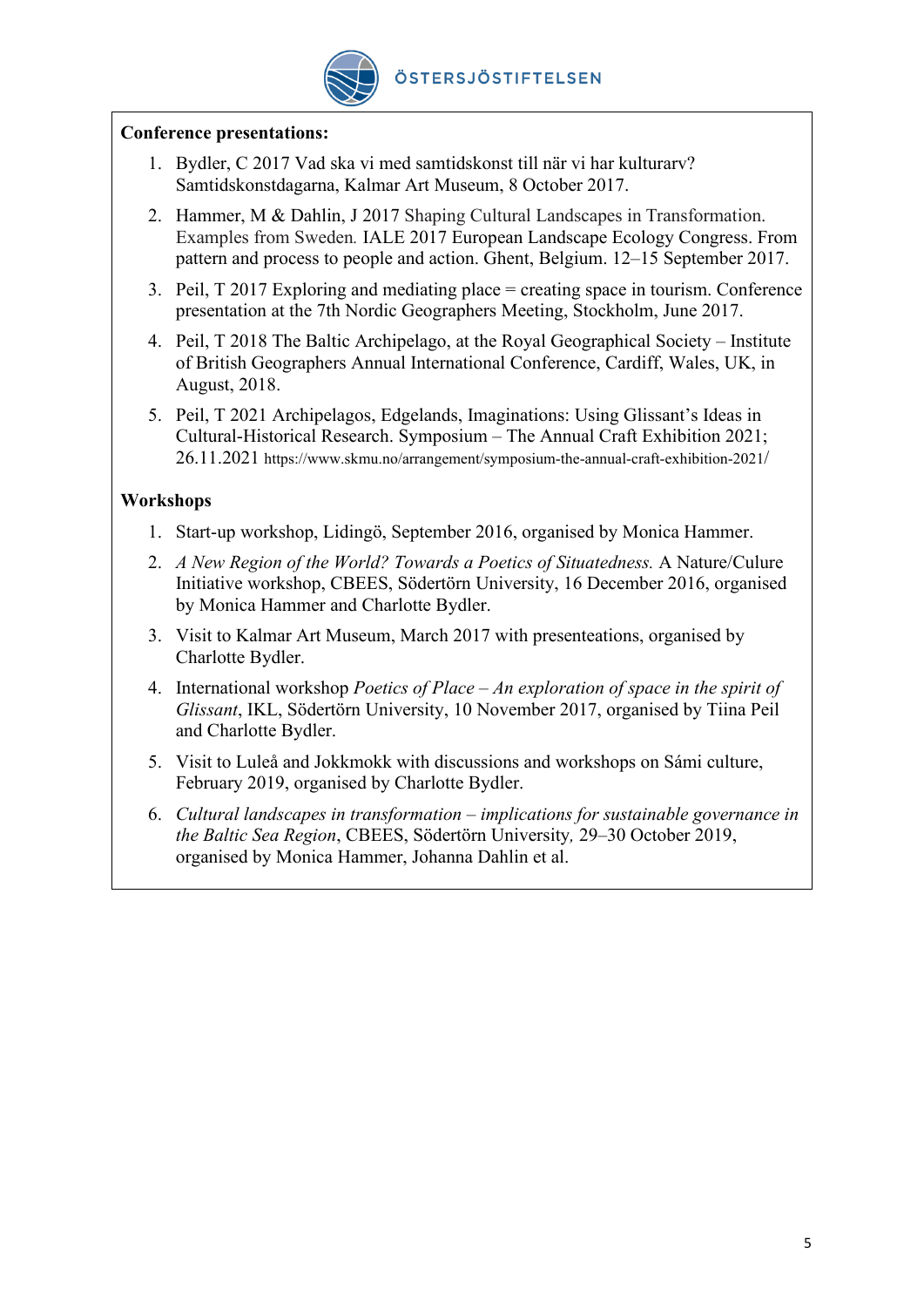**Conference presentations:**

1. Bydler, C 2017 Vad ska vi med samtidskonst till när vi har kulturarv? Samtidskonstdagarna, Kalmar Art Museum, 8 October 2017.
2. Hammer, M & Dahlin, J 2017 Shaping Cultural Landscapes in Transformation. Examples from Sweden. IALE 2017 European Landscape Ecology Congress. From pattern and process to people and action. Ghent, Belgium. 12–15 September 2017.
3. Peil, T 2017 Exploring and mediating place = creating space in tourism. Conference presentation at the 7th Nordic Geographers Meeting, Stockholm, June 2017.
4. Peil, T 2018 The Baltic Archipelago, at the Royal Geographical Society – Institute of British Geographers Annual International Conference, Cardiff, Wales, UK, in August, 2018.
5. Peil, T 2021 Archipelagos, Edgelands, Imaginations: Using Glissant's Ideas in Cultural-Historical Research. Symposium – The Annual Craft Exhibition 2021; 26.11.2021 https://www.skmu.no/arrangement/symposium-the-annual-craft-exhibition-2021/

**Workshops**

1. Start-up workshop, Lidingö, September 2016, organised by Monica Hammer.
2. *A New Region of the World? Towards a Poetics of Situatedness.* A Nature/Culure Initiative workshop, CBEES, Södertörn University, 16 December 2016, organised by Monica Hammer and Charlotte Bydler.
3. Visit to Kalmar Art Museum, March 2017 with presenteations, organised by Charlotte Bydler.
4. International workshop *Poetics of Place – An exploration of space in the spirit of Glissant*, IKL, Södertörn University, 10 November 2017, organised by Tiina Peil and Charlotte Bydler.
5. Visit to Luleå and Jokkmokk with discussions and workshops on Sámi culture, February 2019, organised by Charlotte Bydler.
6. *Cultural landscapes in transformation – implications for sustainable governance in the Baltic Sea Region*, CBEES, Södertörn University, 29–30 October 2019, organised by Monica Hammer, Johanna Dahlin et al.